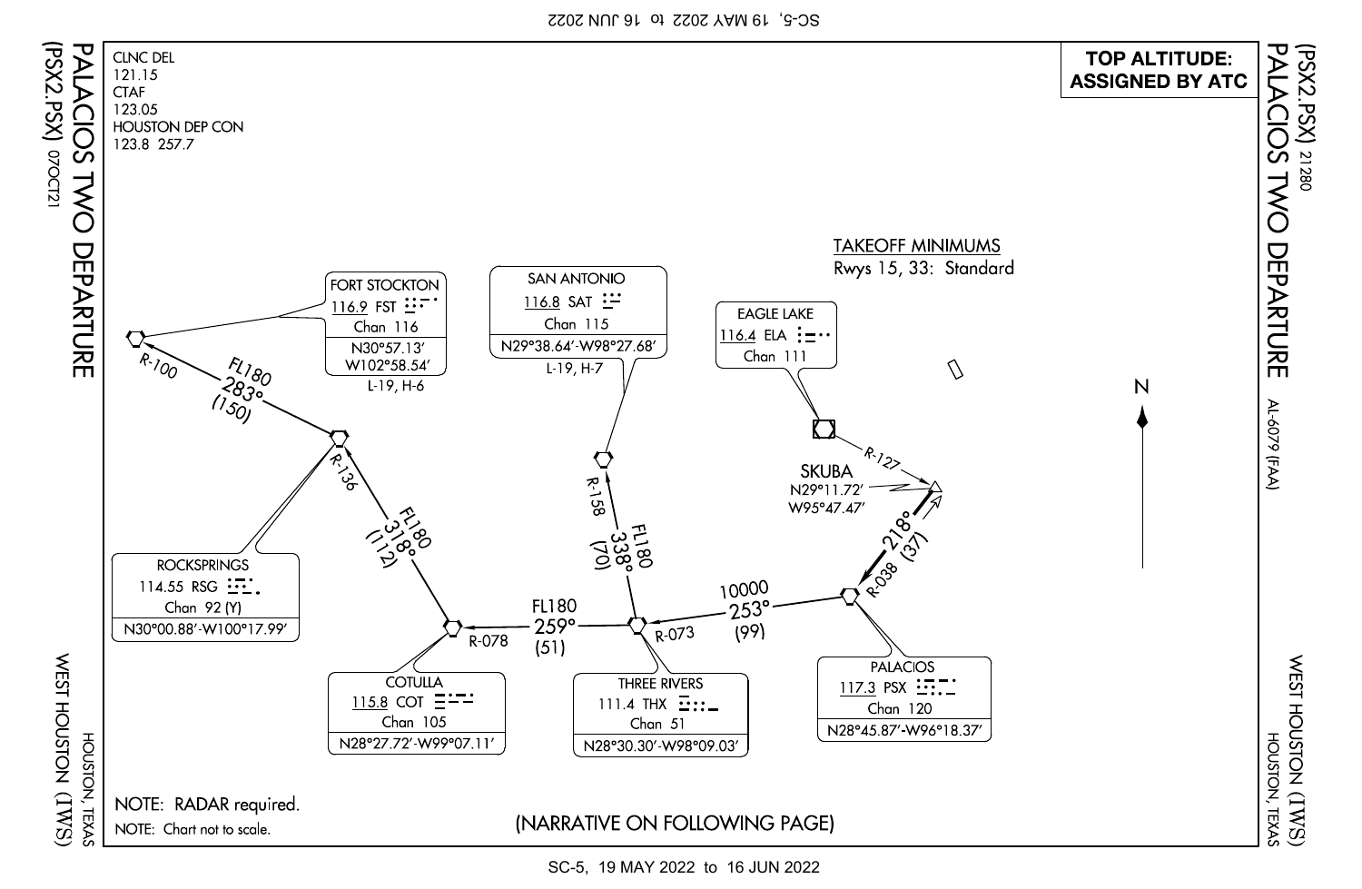# PALACIOS TWO DEPARTURE (PSX2.PSX)

WEST HOUSTON (IWS)
HOUSTON, TEXAS

07OCT21

21280

AL-6079 (FAA)

**TOP ALTITUDE: ASSIGNED BY ATC**

CLNC DEL
121.15
CTAF
123.05
HOUSTON DEP CON
123.8 257.7

TAKEOFF MINIMUMS
Rwys 15, 33: Standard

FORT STOCKTON
116.9 FST
Chan 116
N30°57.13'
W102°58.54'
L-19, H-6

SAN ANTONIO
116.8 SAT
Chan 115
N29°38.64'-W98°27.68'
L-19, H-7

EAGLE LAKE
116.4 ELA
Chan 111

SKUBA
N29°11.72'
W95°47.47'

ROCKSPRINGS
114.55 RSG
Chan 92 (Y)
N30°00.88'-W100°17.99'

COTULLA
115.8 COT
Chan 105
N28°27.72'-W99°07.11'

THREE RIVERS
111.4 THX
Chan 51
N28°30.30'-W98°09.03'

PALACIOS
117.3 PSX
Chan 120
N28°45.87'-W96°18.37'

R-127 (ELA) to SKUBA

SKUBA to PALACIOS: 218° (37), R-038

PALACIOS to THREE RIVERS: 10000, 253° (99), R-073

THREE RIVERS to SAN ANTONIO: FL180, 338° (70), R-158

THREE RIVERS to COTULLA: FL180, 259° (51), R-078

COTULLA to ROCKSPRINGS: FL180, 318° (112), R-136

ROCKSPRINGS to FORT STOCKTON: FL180, 283° (150), R-100

N

NOTE: RADAR required.

NOTE: Chart not to scale.

(NARRATIVE ON FOLLOWING PAGE)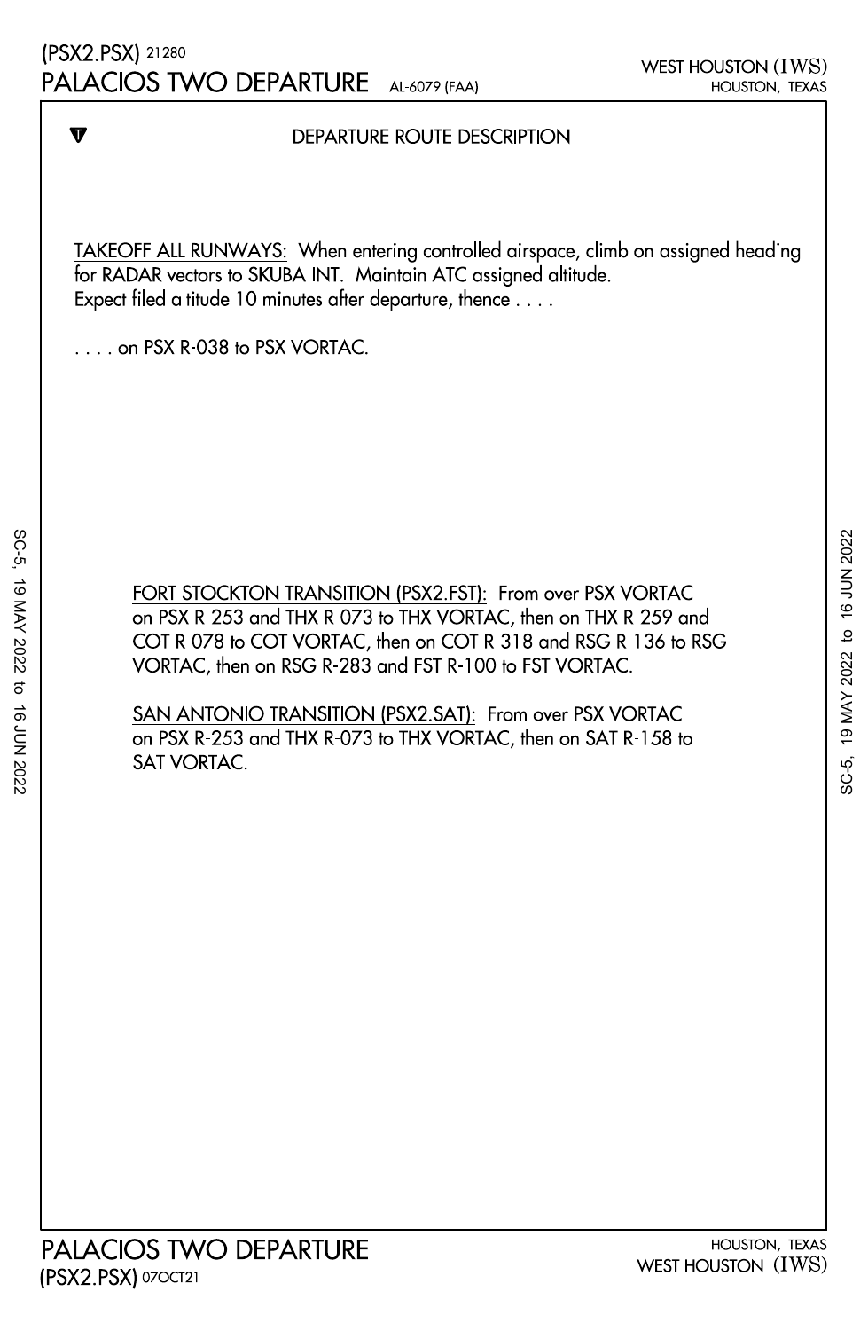# (PSX2.PSX) 21280
# PALACIOS TWO DEPARTURE AL-6079 (FAA)

WEST HOUSTON (IWS)
HOUSTON, TEXAS

▼

## DEPARTURE ROUTE DESCRIPTION

TAKEOFF ALL RUNWAYS: When entering controlled airspace, climb on assigned heading for RADAR vectors to SKUBA INT. Maintain ATC assigned altitude.
Expect filed altitude 10 minutes after departure, thence . . . .

. . . . on PSX R-038 to PSX VORTAC.

FORT STOCKTON TRANSITION (PSX2.FST): From over PSX VORTAC on PSX R-253 and THX R-073 to THX VORTAC, then on THX R-259 and COT R-078 to COT VORTAC, then on COT R-318 and RSG R-136 to RSG VORTAC, then on RSG R-283 and FST R-100 to FST VORTAC.

SAN ANTONIO TRANSITION (PSX2.SAT): From over PSX VORTAC on PSX R-253 and THX R-073 to THX VORTAC, then on SAT R-158 to SAT VORTAC.

PALACIOS TWO DEPARTURE
(PSX2.PSX) 07OCT21

HOUSTON, TEXAS
WEST HOUSTON (IWS)